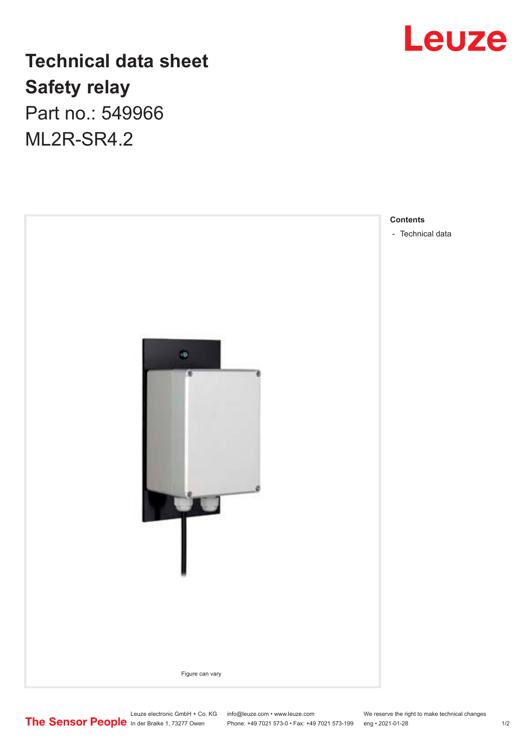# Technical data sheet

## Safety relay

Part no.: 549966

ML2R-SR4.2

Figure can vary

**Contents**

- Technical data

Leuze electronic GmbH + Co. KG
In der Braike 1, 73277 Owen

info@leuze.com • www.leuze.com
Phone: +49 7021 573-0 • Fax: +49 7021 573-199

We reserve the right to make technical changes
eng • 2021-01-28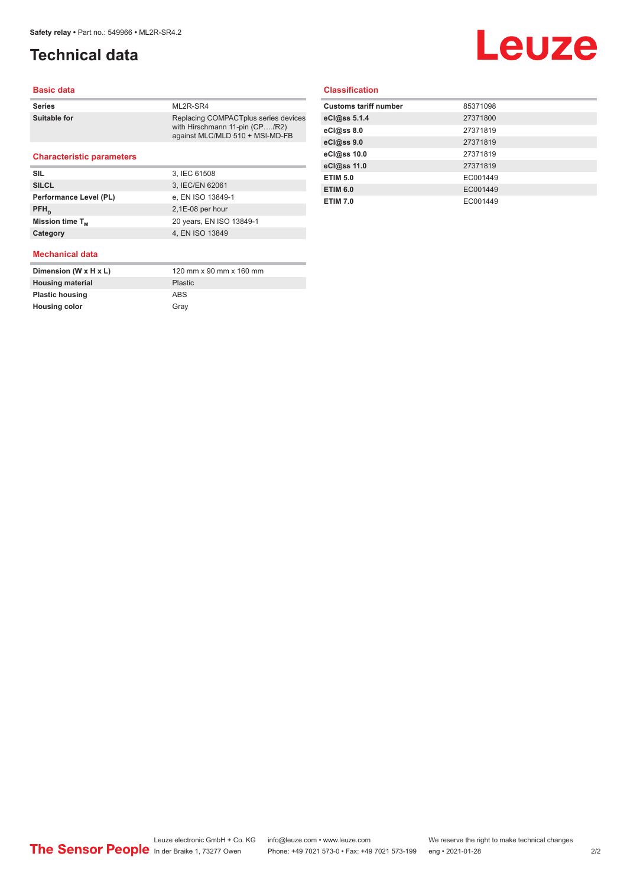# Technical data

## Basic data

| | |
|---|---|
| **Series** | ML2R-SR4 |
| **Suitable for** | Replacing COMPACTplus series devices with Hirschmann 11-pin (CP…./R2) against MLC/MLD 510 + MSI-MD-FB |

## Characteristic parameters

| | |
|---|---|
| **SIL** | 3, IEC 61508 |
| **SILCL** | 3, IEC/EN 62061 |
| **Performance Level (PL)** | e, EN ISO 13849-1 |
| **$PFH_D$** | 2,1E-08 per hour |
| **Mission time $T_M$** | 20 years, EN ISO 13849-1 |
| **Category** | 4, EN ISO 13849 |

## Mechanical data

| | |
|---|---|
| **Dimension (W x H x L)** | 120 mm x 90 mm x 160 mm |
| **Housing material** | Plastic |
| **Plastic housing** | ABS |
| **Housing color** | Gray |

## Classification

| | |
|---|---|
| **Customs tariff number** | 85371098 |
| **eCl@ss 5.1.4** | 27371800 |
| **eCl@ss 8.0** | 27371819 |
| **eCl@ss 9.0** | 27371819 |
| **eCl@ss 10.0** | 27371819 |
| **eCl@ss 11.0** | 27371819 |
| **ETIM 5.0** | EC001449 |
| **ETIM 6.0** | EC001449 |
| **ETIM 7.0** | EC001449 |